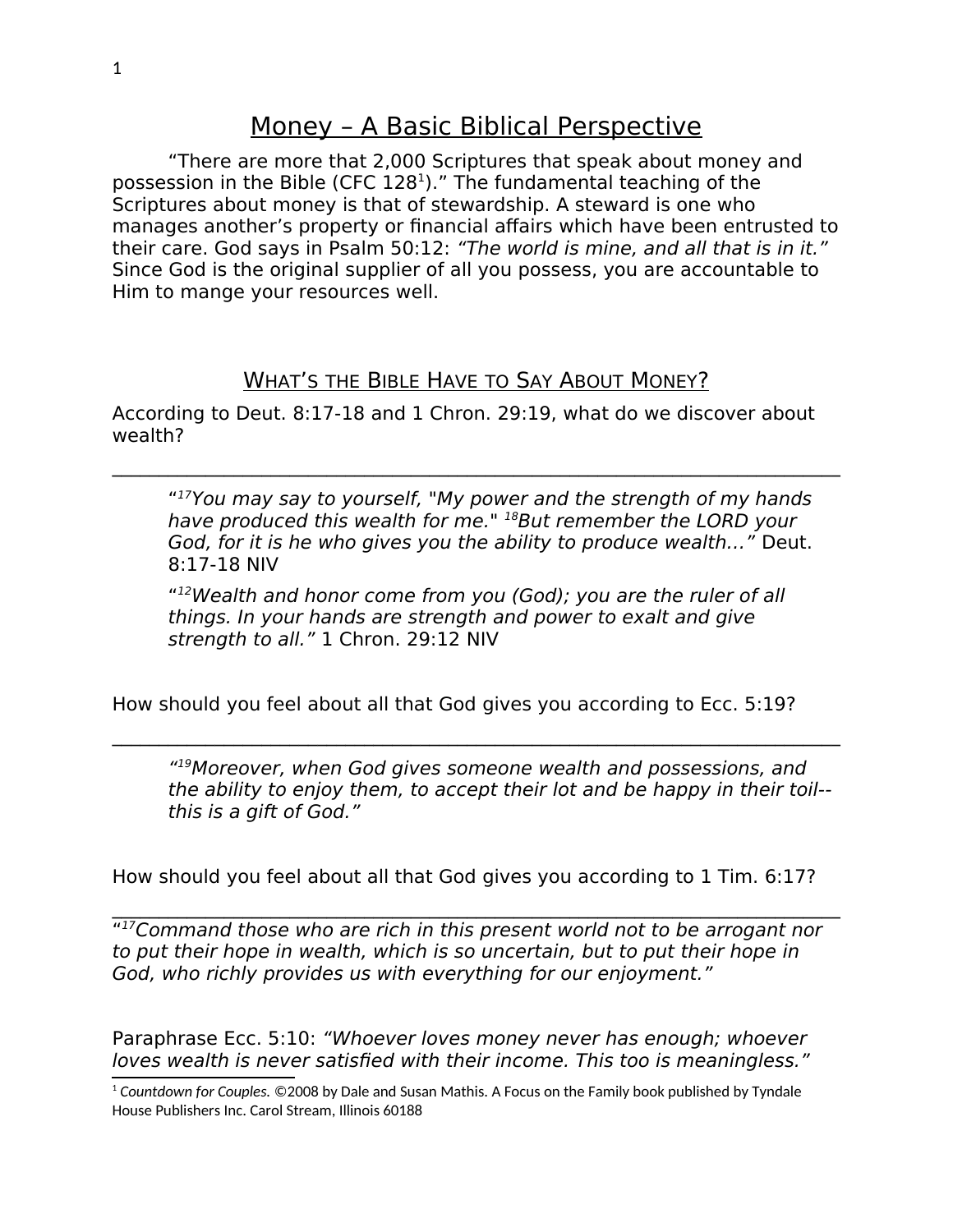# Money – A Basic Biblical Perspective

"There are more that 2,000 Scriptures that speak about money and possession in the Bible (CFC 128[1])." The fundamental teaching of the Scriptures about money is that of stewardship. A steward is one who manages another's property or financial affairs which have been entrusted to their care. God says in Psalm 50:12: *"The world is mine, and all that is in it."* Since God is the original supplier of all you possess, you are accountable to Him to mange your resources well.

## What's the Bible Have to Say About Money?

According to Deut. 8:17-18 and 1 Chron. 29:19, what do we discover about wealth?

______________________________________________________________________

> "[17]*You may say to yourself, "My power and the strength of my hands have produced this wealth for me."* [18]*But remember the LORD your God, for it is he who gives you the ability to produce wealth…"* Deut. 8:17-18 NIV
>
> "[12]*Wealth and honor come from you (God); you are the ruler of all things. In your hands are strength and power to exalt and give strength to all."* 1 Chron. 29:12 NIV

How should you feel about all that God gives you according to Ecc. 5:19?

______________________________________________________________________

> *"[19]Moreover, when God gives someone wealth and possessions, and the ability to enjoy them, to accept their lot and be happy in their toil--this is a gift of God."*

How should you feel about all that God gives you according to 1 Tim. 6:17?

______________________________________________________________________

"[17]*Command those who are rich in this present world not to be arrogant nor to put their hope in wealth, which is so uncertain, but to put their hope in God, who richly provides us with everything for our enjoyment."*

Paraphrase Ecc. 5:10: *"Whoever loves money never has enough; whoever loves wealth is never satisfied with their income. This too is meaningless."*

---

[1] *Countdown for Couples.* ©2008 by Dale and Susan Mathis. A Focus on the Family book published by Tyndale House Publishers Inc. Carol Stream, Illinois 60188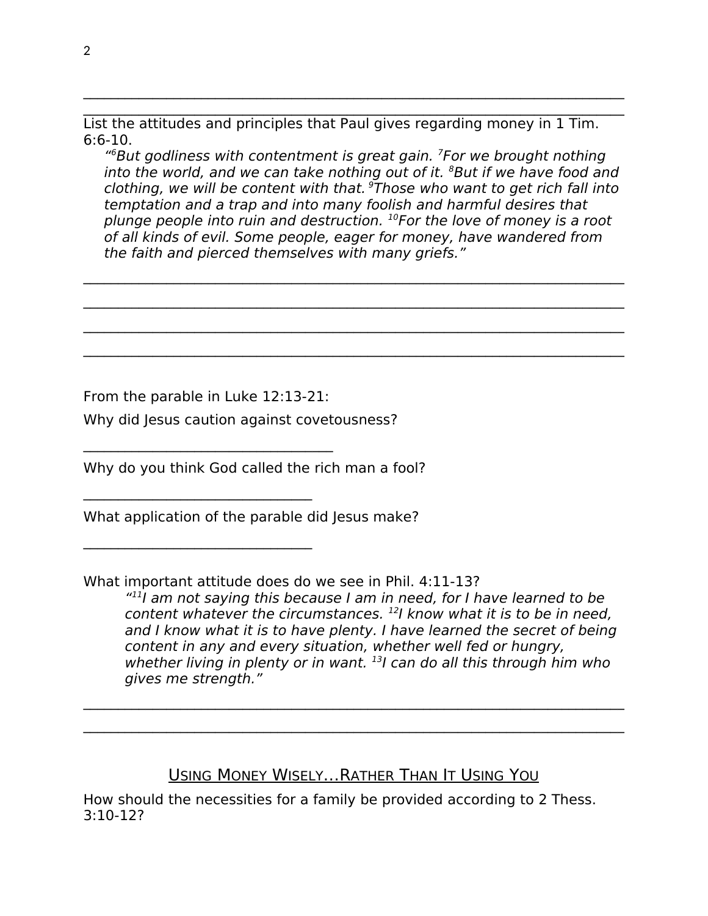______________________________________________________________________

______________________________________________________________________

List the attitudes and principles that Paul gives regarding money in 1 Tim. 6:6-10.

> *“[6]But godliness with contentment is great gain. [7]For we brought nothing into the world, and we can take nothing out of it. [8]But if we have food and clothing, we will be content with that. [9]Those who want to get rich fall into temptation and a trap and into many foolish and harmful desires that plunge people into ruin and destruction. [10]For the love of money is a root of all kinds of evil. Some people, eager for money, have wandered from the faith and pierced themselves with many griefs.”*

______________________________________________________________________

______________________________________________________________________

______________________________________________________________________

______________________________________________________________________

From the parable in Luke 12:13-21:

Why did Jesus caution against covetousness?

________________________________

Why do you think God called the rich man a fool?

_____________________________

What application of the parable did Jesus make?

_____________________________

What important attitude does do we see in Phil. 4:11-13?

> *“[11]I am not saying this because I am in need, for I have learned to be content whatever the circumstances. [12]I know what it is to be in need, and I know what it is to have plenty. I have learned the secret of being content in any and every situation, whether well fed or hungry, whether living in plenty or in want. [13]I can do all this through him who gives me strength.”*

______________________________________________________________________

______________________________________________________________________

## Using Money Wisely…Rather Than It Using You

How should the necessities for a family be provided according to 2 Thess. 3:10-12?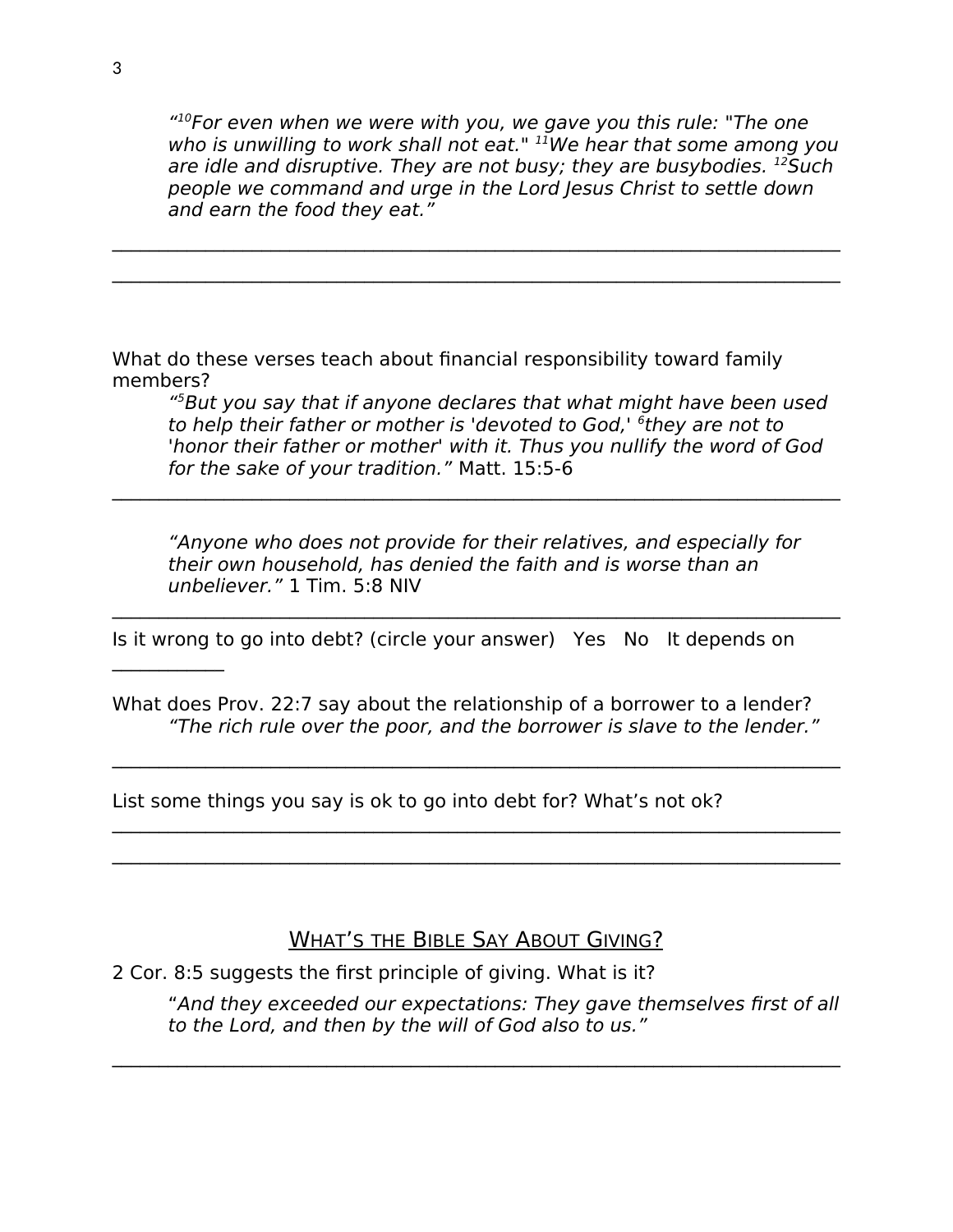*"[10]For even when we were with you, we gave you this rule: "The one who is unwilling to work shall not eat." [11]We hear that some among you are idle and disruptive. They are not busy; they are busybodies. [12]Such people we command and urge in the Lord Jesus Christ to settle down and earn the food they eat."*

\_\_\_\_\_\_\_\_\_\_\_\_\_\_\_\_\_\_\_\_\_\_\_\_\_\_\_\_\_\_\_\_\_\_\_\_\_\_\_\_\_\_\_\_\_\_\_\_\_\_\_\_\_\_\_\_\_\_\_\_\_\_\_\_\_\_\_\_\_\_\_\_\_\_

\_\_\_\_\_\_\_\_\_\_\_\_\_\_\_\_\_\_\_\_\_\_\_\_\_\_\_\_\_\_\_\_\_\_\_\_\_\_\_\_\_\_\_\_\_\_\_\_\_\_\_\_\_\_\_\_\_\_\_\_\_\_\_\_\_\_\_\_\_\_\_\_\_\_

What do these verses teach about financial responsibility toward family members?

*"[5]But you say that if anyone declares that what might have been used to help their father or mother is 'devoted to God,' [6]they are not to 'honor their father or mother' with it. Thus you nullify the word of God for the sake of your tradition."* Matt. 15:5-6

\_\_\_\_\_\_\_\_\_\_\_\_\_\_\_\_\_\_\_\_\_\_\_\_\_\_\_\_\_\_\_\_\_\_\_\_\_\_\_\_\_\_\_\_\_\_\_\_\_\_\_\_\_\_\_\_\_\_\_\_\_\_\_\_\_\_\_\_\_\_\_\_\_\_

*"Anyone who does not provide for their relatives, and especially for their own household, has denied the faith and is worse than an unbeliever."* 1 Tim. 5:8 NIV

\_\_\_\_\_\_\_\_\_\_\_\_\_\_\_\_\_\_\_\_\_\_\_\_\_\_\_\_\_\_\_\_\_\_\_\_\_\_\_\_\_\_\_\_\_\_\_\_\_\_\_\_\_\_\_\_\_\_\_\_\_\_\_\_\_\_\_\_\_\_\_\_\_\_

Is it wrong to go into debt? (circle your answer) Yes No It depends on \_\_\_\_\_\_\_\_\_\_\_\_

What does Prov. 22:7 say about the relationship of a borrower to a lender?

*"The rich rule over the poor, and the borrower is slave to the lender."*

\_\_\_\_\_\_\_\_\_\_\_\_\_\_\_\_\_\_\_\_\_\_\_\_\_\_\_\_\_\_\_\_\_\_\_\_\_\_\_\_\_\_\_\_\_\_\_\_\_\_\_\_\_\_\_\_\_\_\_\_\_\_\_\_\_\_\_\_\_\_\_\_\_\_

List some things you say is ok to go into debt for? What's not ok?

\_\_\_\_\_\_\_\_\_\_\_\_\_\_\_\_\_\_\_\_\_\_\_\_\_\_\_\_\_\_\_\_\_\_\_\_\_\_\_\_\_\_\_\_\_\_\_\_\_\_\_\_\_\_\_\_\_\_\_\_\_\_\_\_\_\_\_\_\_\_\_\_\_\_

\_\_\_\_\_\_\_\_\_\_\_\_\_\_\_\_\_\_\_\_\_\_\_\_\_\_\_\_\_\_\_\_\_\_\_\_\_\_\_\_\_\_\_\_\_\_\_\_\_\_\_\_\_\_\_\_\_\_\_\_\_\_\_\_\_\_\_\_\_\_\_\_\_\_

## What's the Bible Say About Giving?

2 Cor. 8:5 suggests the first principle of giving. What is it?

"*And they exceeded our expectations: They gave themselves first of all to the Lord, and then by the will of God also to us."*

\_\_\_\_\_\_\_\_\_\_\_\_\_\_\_\_\_\_\_\_\_\_\_\_\_\_\_\_\_\_\_\_\_\_\_\_\_\_\_\_\_\_\_\_\_\_\_\_\_\_\_\_\_\_\_\_\_\_\_\_\_\_\_\_\_\_\_\_\_\_\_\_\_\_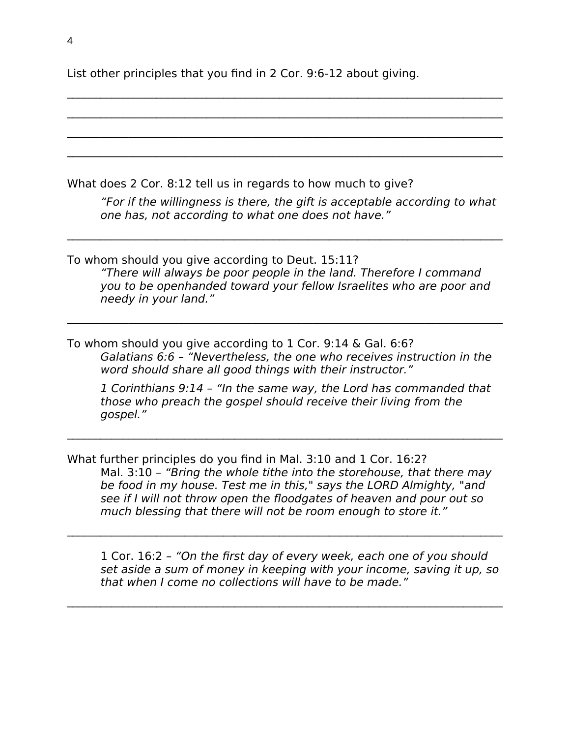List other principles that you find in 2 Cor. 9:6-12 about giving.

____________________________________________________________________________

____________________________________________________________________________

____________________________________________________________________________

____________________________________________________________________________

What does 2 Cor. 8:12 tell us in regards to how much to give?

> *"For if the willingness is there, the gift is acceptable according to what one has, not according to what one does not have."*

____________________________________________________________________________

To whom should you give according to Deut. 15:11?

> *"There will always be poor people in the land. Therefore I command you to be openhanded toward your fellow Israelites who are poor and needy in your land."*

____________________________________________________________________________

To whom should you give according to 1 Cor. 9:14 & Gal. 6:6?

> *Galatians 6:6 – "Nevertheless, the one who receives instruction in the word should share all good things with their instructor."*
>
> *1 Corinthians 9:14 – "In the same way, the Lord has commanded that those who preach the gospel should receive their living from the gospel."*

____________________________________________________________________________

What further principles do you find in Mal. 3:10 and 1 Cor. 16:2?

> Mal. 3:10 – *"Bring the whole tithe into the storehouse, that there may be food in my house. Test me in this," says the LORD Almighty, "and see if I will not throw open the floodgates of heaven and pour out so much blessing that there will not be room enough to store it."*

____________________________________________________________________________

> 1 Cor. 16:2 – *"On the first day of every week, each one of you should set aside a sum of money in keeping with your income, saving it up, so that when I come no collections will have to be made."*

____________________________________________________________________________